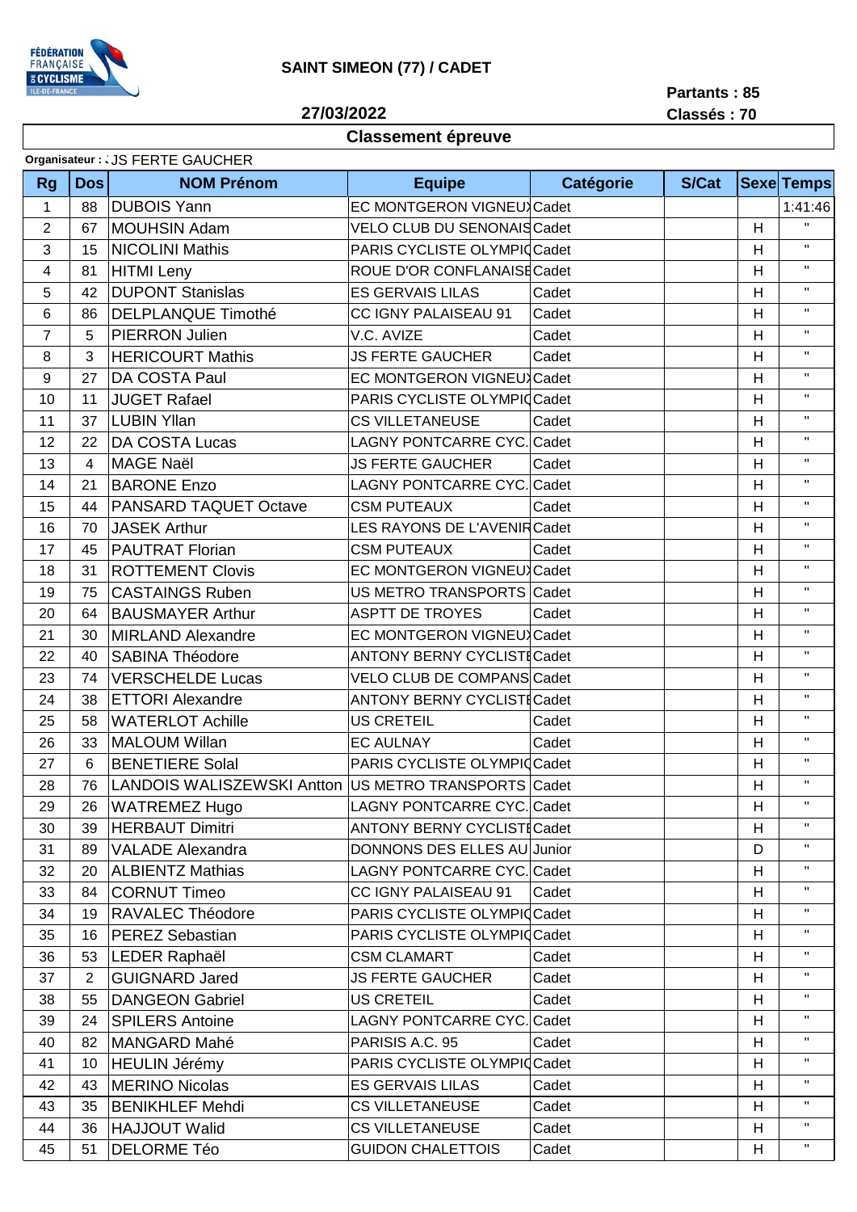# SAINT SIMEON (77) / CADET

**27/03/2022**

**Partants : 85**
**Classés : 70**

## Classement épreuve

**Organisateur :** JS FERTE GAUCHER

| Rg | Dos | NOM Prénom | Equipe | Catégorie | S/Cat | Sexe | Temps |
|---|---|---|---|---|---|---|---|
| 1 | 88 | DUBOIS Yann | EC MONTGERON VIGNEUX | Cadet | | | 1:41:46 |
| 2 | 67 | MOUHSIN Adam | VELO CLUB DU SENONAIS | Cadet | | H | " |
| 3 | 15 | NICOLINI Mathis | PARIS CYCLISTE OLYMPIQ | Cadet | | H | " |
| 4 | 81 | HITMI Leny | ROUE D'OR CONFLANAISE | Cadet | | H | " |
| 5 | 42 | DUPONT Stanislas | ES GERVAIS LILAS | Cadet | | H | " |
| 6 | 86 | DELPLANQUE Timothé | CC IGNY PALAISEAU 91 | Cadet | | H | " |
| 7 | 5 | PIERRON Julien | V.C. AVIZE | Cadet | | H | " |
| 8 | 3 | HERICOURT Mathis | JS FERTE GAUCHER | Cadet | | H | " |
| 9 | 27 | DA COSTA Paul | EC MONTGERON VIGNEUX | Cadet | | H | " |
| 10 | 11 | JUGET Rafael | PARIS CYCLISTE OLYMPIQ | Cadet | | H | " |
| 11 | 37 | LUBIN Yllan | CS VILLETANEUSE | Cadet | | H | " |
| 12 | 22 | DA COSTA Lucas | LAGNY PONTCARRE CYC. | Cadet | | H | " |
| 13 | 4 | MAGE Naël | JS FERTE GAUCHER | Cadet | | H | " |
| 14 | 21 | BARONE Enzo | LAGNY PONTCARRE CYC. | Cadet | | H | " |
| 15 | 44 | PANSARD TAQUET Octave | CSM PUTEAUX | Cadet | | H | " |
| 16 | 70 | JASEK Arthur | LES RAYONS DE L'AVENIR | Cadet | | H | " |
| 17 | 45 | PAUTRAT Florian | CSM PUTEAUX | Cadet | | H | " |
| 18 | 31 | ROTTEMENT Clovis | EC MONTGERON VIGNEUX | Cadet | | H | " |
| 19 | 75 | CASTAINGS Ruben | US METRO TRANSPORTS | Cadet | | H | " |
| 20 | 64 | BAUSMAYER Arthur | ASPTT DE TROYES | Cadet | | H | " |
| 21 | 30 | MIRLAND Alexandre | EC MONTGERON VIGNEUX | Cadet | | H | " |
| 22 | 40 | SABINA Théodore | ANTONY BERNY CYCLISTE | Cadet | | H | " |
| 23 | 74 | VERSCHELDE Lucas | VELO CLUB DE COMPANS | Cadet | | H | " |
| 24 | 38 | ETTORI Alexandre | ANTONY BERNY CYCLISTE | Cadet | | H | " |
| 25 | 58 | WATERLOT Achille | US CRETEIL | Cadet | | H | " |
| 26 | 33 | MALOUM Willan | EC AULNAY | Cadet | | H | " |
| 27 | 6 | BENETIERE Solal | PARIS CYCLISTE OLYMPIQ | Cadet | | H | " |
| 28 | 76 | LANDOIS WALISZEWSKI Antton | US METRO TRANSPORTS | Cadet | | H | " |
| 29 | 26 | WATREMEZ Hugo | LAGNY PONTCARRE CYC. | Cadet | | H | " |
| 30 | 39 | HERBAUT Dimitri | ANTONY BERNY CYCLISTE | Cadet | | H | " |
| 31 | 89 | VALADE Alexandra | DONNONS DES ELLES AU | Junior | | D | " |
| 32 | 20 | ALBIENTZ Mathias | LAGNY PONTCARRE CYC. | Cadet | | H | " |
| 33 | 84 | CORNUT Timeo | CC IGNY PALAISEAU 91 | Cadet | | H | " |
| 34 | 19 | RAVALEC Théodore | PARIS CYCLISTE OLYMPIQ | Cadet | | H | " |
| 35 | 16 | PEREZ Sebastian | PARIS CYCLISTE OLYMPIQ | Cadet | | H | " |
| 36 | 53 | LEDER Raphaël | CSM CLAMART | Cadet | | H | " |
| 37 | 2 | GUIGNARD Jared | JS FERTE GAUCHER | Cadet | | H | " |
| 38 | 55 | DANGEON Gabriel | US CRETEIL | Cadet | | H | " |
| 39 | 24 | SPILERS Antoine | LAGNY PONTCARRE CYC. | Cadet | | H | " |
| 40 | 82 | MANGARD Mahé | PARISIS A.C. 95 | Cadet | | H | " |
| 41 | 10 | HEULIN Jérémy | PARIS CYCLISTE OLYMPIQ | Cadet | | H | " |
| 42 | 43 | MERINO Nicolas | ES GERVAIS LILAS | Cadet | | H | " |
| 43 | 35 | BENIKHLEF Mehdi | CS VILLETANEUSE | Cadet | | H | " |
| 44 | 36 | HAJJOUT Walid | CS VILLETANEUSE | Cadet | | H | " |
| 45 | 51 | DELORME Téo | GUIDON CHALETTOIS | Cadet | | H | " |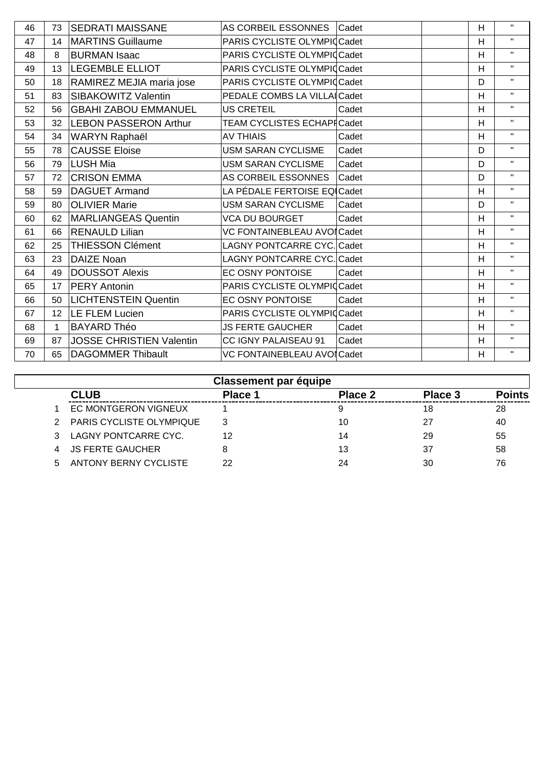| | | | | | | | |
|---|---|---|---|---|---|---|---|
| 46 | 73 | SEDRATI MAISSANE | AS CORBEIL ESSONNES | Cadet | | H | " |
| 47 | 14 | MARTINS Guillaume | PARIS CYCLISTE OLYMPIQ | Cadet | | H | " |
| 48 | 8 | BURMAN Isaac | PARIS CYCLISTE OLYMPIQ | Cadet | | H | " |
| 49 | 13 | LEGEMBLE ELLIOT | PARIS CYCLISTE OLYMPIQ | Cadet | | H | " |
| 50 | 18 | RAMIREZ MEJIA maria jose | PARIS CYCLISTE OLYMPIQ | Cadet | | D | " |
| 51 | 83 | SIBAKOWITZ Valentin | PEDALE COMBS LA VILLAI | Cadet | | H | " |
| 52 | 56 | GBAHI ZABOU EMMANUEL | US CRETEIL | Cadet | | H | " |
| 53 | 32 | LEBON PASSERON Arthur | TEAM CYCLISTES ECHAPF | Cadet | | H | " |
| 54 | 34 | WARYN Raphaël | AV THIAIS | Cadet | | H | " |
| 55 | 78 | CAUSSE Eloise | USM SARAN CYCLISME | Cadet | | D | " |
| 56 | 79 | LUSH Mia | USM SARAN CYCLISME | Cadet | | D | " |
| 57 | 72 | CRISON EMMA | AS CORBEIL ESSONNES | Cadet | | D | " |
| 58 | 59 | DAGUET Armand | LA PÉDALE FERTOISE EQU | Cadet | | H | " |
| 59 | 80 | OLIVIER Marie | USM SARAN CYCLISME | Cadet | | D | " |
| 60 | 62 | MARLIANGEAS Quentin | VCA DU BOURGET | Cadet | | H | " |
| 61 | 66 | RENAULD Lilian | VC FONTAINEBLEAU AVON | Cadet | | H | " |
| 62 | 25 | THIESSON Clément | LAGNY PONTCARRE CYC. | Cadet | | H | " |
| 63 | 23 | DAIZE Noan | LAGNY PONTCARRE CYC. | Cadet | | H | " |
| 64 | 49 | DOUSSOT Alexis | EC OSNY PONTOISE | Cadet | | H | " |
| 65 | 17 | PERY Antonin | PARIS CYCLISTE OLYMPIQ | Cadet | | H | " |
| 66 | 50 | LICHTENSTEIN Quentin | EC OSNY PONTOISE | Cadet | | H | " |
| 67 | 12 | LE FLEM Lucien | PARIS CYCLISTE OLYMPIQ | Cadet | | H | " |
| 68 | 1 | BAYARD Théo | JS FERTE GAUCHER | Cadet | | H | " |
| 69 | 87 | JOSSE CHRISTIEN Valentin | CC IGNY PALAISEAU 91 | Cadet | | H | " |
| 70 | 65 | DAGOMMER Thibault | VC FONTAINEBLEAU AVON | Cadet | | H | " |

## Classement par équipe

| | CLUB | Place 1 | Place 2 | Place 3 | Points |
|---|---|---|---|---|---|
| 1 | EC MONTGERON VIGNEUX | 1 | 9 | 18 | 28 |
| 2 | PARIS CYCLISTE OLYMPIQUE | 3 | 10 | 27 | 40 |
| 3 | LAGNY PONTCARRE CYC. | 12 | 14 | 29 | 55 |
| 4 | JS FERTE GAUCHER | 8 | 13 | 37 | 58 |
| 5 | ANTONY BERNY CYCLISTE | 22 | 24 | 30 | 76 |